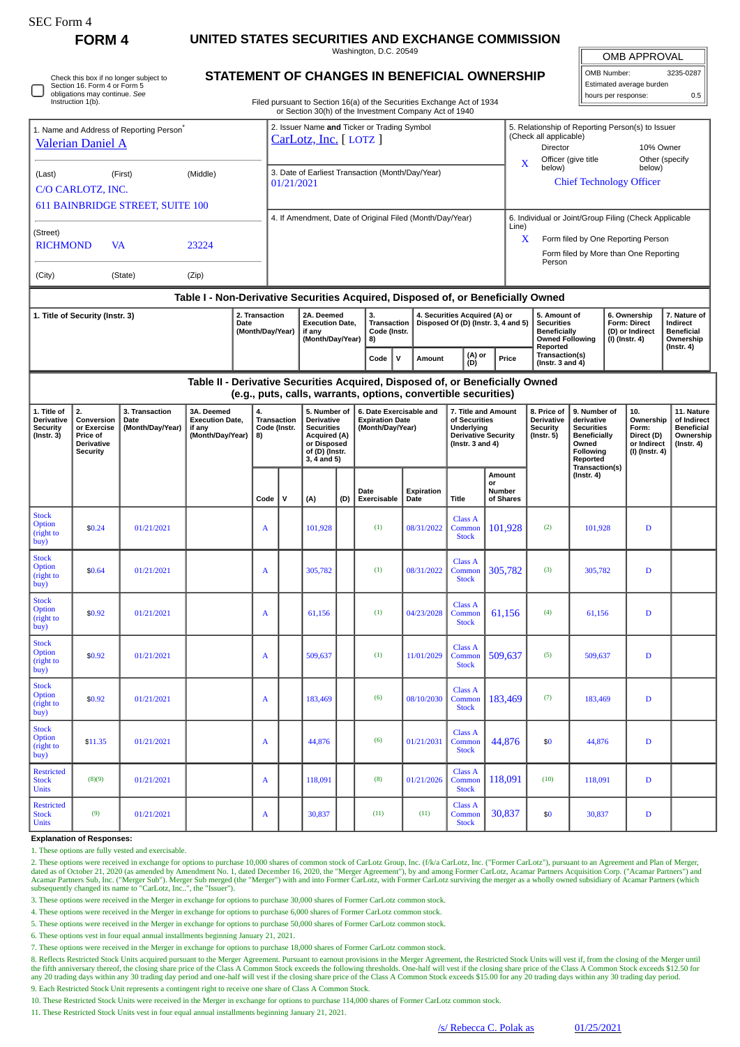SEC Form 4

# FORM 4

## UNITED STATES SECURITIES AND EXCHANGE COMMISSION

Washington, D.C. 20549

## STATEMENT OF CHANGES IN BENEFICIAL OWNERSHIP

Check this box if no longer subject to Section 16. Form 4 or Form 5 obligations may continue. *See* Instruction 1(b).

Filed pursuant to Section 16(a) of the Securities Exchange Act of 1934 or Section 30(h) of the Investment Company Act of 1940

| OMB APPROVAL | |
|---|---|
| OMB Number: | 3235-0287 |
| Estimated average burden | |
| hours per response: | 0.5 |

1. Name and Address of Reporting Person*
Valerian Daniel A

(Last) (First) (Middle)
C/O CARLOTZ, INC.
611 BAINBRIDGE STREET, SUITE 100

(Street)
RICHMOND VA 23224

(City) (State) (Zip)

2. Issuer Name **and** Ticker or Trading Symbol
CarLotz, Inc. [ LOTZ ]

3. Date of Earliest Transaction (Month/Day/Year)
01/21/2021

4. If Amendment, Date of Original Filed (Month/Day/Year)

5. Relationship of Reporting Person(s) to Issuer (Check all applicable)
Director
10% Owner
X Officer (give title below)
Other (specify below)
Chief Technology Officer

6. Individual or Joint/Group Filing (Check Applicable Line)
X Form filed by One Reporting Person
Form filed by More than One Reporting Person

### Table I - Non-Derivative Securities Acquired, Disposed of, or Beneficially Owned

| 1. Title of Security (Instr. 3) | 2. Transaction Date (Month/Day/Year) | 2A. Deemed Execution Date, if any (Month/Day/Year) | 3. Transaction Code (Instr. 8) | | 4. Securities Acquired (A) or Disposed Of (D) (Instr. 3, 4 and 5) | | | 5. Amount of Securities Beneficially Owned Following Reported Transaction(s) (Instr. 3 and 4) | 6. Ownership Form: Direct (D) or Indirect (I) (Instr. 4) | 7. Nature of Indirect Beneficial Ownership (Instr. 4) |
|---|---|---|---|---|---|---|---|---|---|---|
| | | | Code | V | Amount | (A) or (D) | Price | | | |

### Table II - Derivative Securities Acquired, Disposed of, or Beneficially Owned (e.g., puts, calls, warrants, options, convertible securities)

| 1. Title of Derivative Security (Instr. 3) | 2. Conversion or Exercise Price of Derivative Security | 3. Transaction Date (Month/Day/Year) | 3A. Deemed Execution Date, if any (Month/Day/Year) | 4. Transaction Code (Instr. 8) | | 5. Number of Derivative Securities Acquired (A) or Disposed of (D) (Instr. 3, 4 and 5) | | 6. Date Exercisable and Expiration Date (Month/Day/Year) | | 7. Title and Amount of Underlying Derivative Security (Instr. 3 and 4) | | 8. Price of Derivative Security (Instr. 5) | 9. Number of derivative Securities Beneficially Owned Following Reported Transaction(s) (Instr. 4) | 10. Ownership Form: Direct (D) or Indirect (I) (Instr. 4) | 11. Nature of Indirect Beneficial Ownership (Instr. 4) |
|---|---|---|---|---|---|---|---|---|---|---|---|---|---|---|---|
| | | | | Code | V | (A) | (D) | Date Exercisable | Expiration Date | Title | Amount or Number of Shares | | | | |
| Stock Option (right to buy) | $0.24 | 01/21/2021 | | A | | 101,928 | | (1) | 08/31/2022 | Class A Common Stock | 101,928 | (2) | 101,928 | D | |
| Stock Option (right to buy) | $0.64 | 01/21/2021 | | A | | 305,782 | | (1) | 08/31/2022 | Class A Common Stock | 305,782 | (3) | 305,782 | D | |
| Stock Option (right to buy) | $0.92 | 01/21/2021 | | A | | 61,156 | | (1) | 04/23/2028 | Class A Common Stock | 61,156 | (4) | 61,156 | D | |
| Stock Option (right to buy) | $0.92 | 01/21/2021 | | A | | 509,637 | | (1) | 11/01/2029 | Class A Common Stock | 509,637 | (5) | 509,637 | D | |
| Stock Option (right to buy) | $0.92 | 01/21/2021 | | A | | 183,469 | | (6) | 08/10/2030 | Class A Common Stock | 183,469 | (7) | 183,469 | D | |
| Stock Option (right to buy) | $11.35 | 01/21/2021 | | A | | 44,876 | | (6) | 01/21/2031 | Class A Common Stock | 44,876 | $0 | 44,876 | D | |
| Restricted Stock Units | (8)(9) | 01/21/2021 | | A | | 118,091 | | (8) | 01/21/2026 | Class A Common Stock | 118,091 | (10) | 118,091 | D | |
| Restricted Stock Units | (9) | 01/21/2021 | | A | | 30,837 | | (11) | (11) | Class A Common Stock | 30,837 | $0 | 30,837 | D | |

**Explanation of Responses:**

1. These options are fully vested and exercisable.

2. These options were received in exchange for options to purchase 10,000 shares of common stock of CarLotz Group, Inc. (f/k/a CarLotz, Inc. ("Former CarLotz"), pursuant to an Agreement and Plan of Merger, dated as of October 21, 2020 (as amended by Amendment No. 1, dated December 16, 2020, the "Merger Agreement"), by and among Former CarLotz, Acamar Partners Acquisition Corp. ("Acamar Partners") and Acamar Partners Sub, Inc. ("Merger Sub"). Merger Sub merged (the "Merger") with and into Former CarLotz, with Former CarLotz surviving the merger as a wholly owned subsidiary of Acamar Partners (which subsequently changed its name to "CarLotz, Inc..", the "Issuer").

3. These options were received in the Merger in exchange for options to purchase 30,000 shares of Former CarLotz common stock.

4. These options were received in the Merger in exchange for options to purchase 6,000 shares of Former CarLotz common stock.

5. These options were received in the Merger in exchange for options to purchase 50,000 shares of Former CarLotz common stock.

6. These options vest in four equal annual installments beginning January 21, 2021.

7. These options were received in the Merger in exchange for options to purchase 18,000 shares of Former CarLotz common stock.

8. Reflects Restricted Stock Units acquired pursuant to the Merger Agreement. Pursuant to earnout provisions in the Merger Agreement, the Restricted Stock Units will vest if, from the closing of the Merger until the fifth anniversary thereof, the closing share price of the Class A Common Stock exceeds the following thresholds. One-half will vest if the closing share price of the Class A Common Stock exceeds $12.50 for any 20 trading days within any 30 trading day period and one-half will vest if the closing share price of the Class A Common Stock exceeds $15.00 for any 20 trading days within any 30 trading day period.

9. Each Restricted Stock Unit represents a contingent right to receive one share of Class A Common Stock.

10. These Restricted Stock Units were received in the Merger in exchange for options to purchase 114,000 shares of Former CarLotz common stock.

11. These Restricted Stock Units vest in four equal annual installments beginning January 21, 2021.

/s/ Rebecca C. Polak as 01/25/2021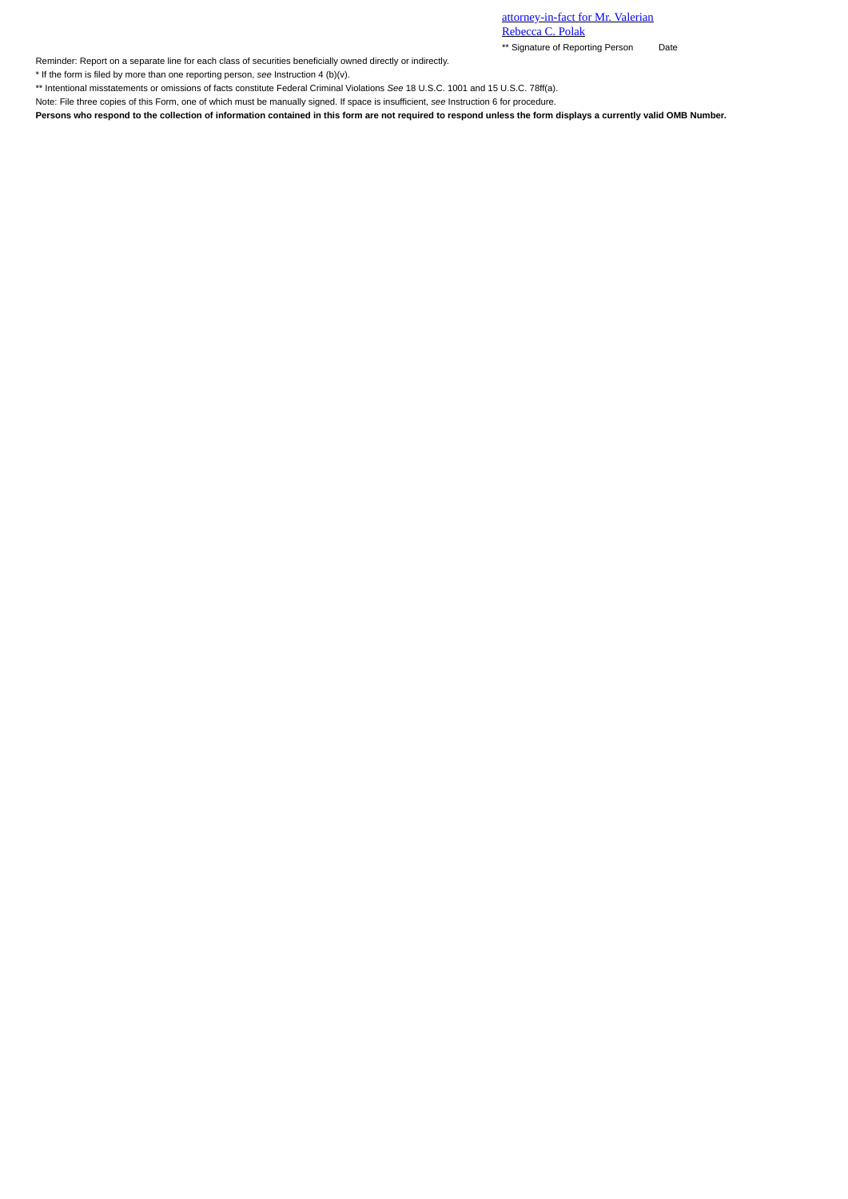attorney-in-fact for Mr. Valerian
Rebecca C. Polak

** Signature of Reporting Person Date

Reminder: Report on a separate line for each class of securities beneficially owned directly or indirectly.

* If the form is filed by more than one reporting person, *see* Instruction 4 (b)(v).

** Intentional misstatements or omissions of facts constitute Federal Criminal Violations *See* 18 U.S.C. 1001 and 15 U.S.C. 78ff(a).

Note: File three copies of this Form, one of which must be manually signed. If space is insufficient, *see* Instruction 6 for procedure.

**Persons who respond to the collection of information contained in this form are not required to respond unless the form displays a currently valid OMB Number.**